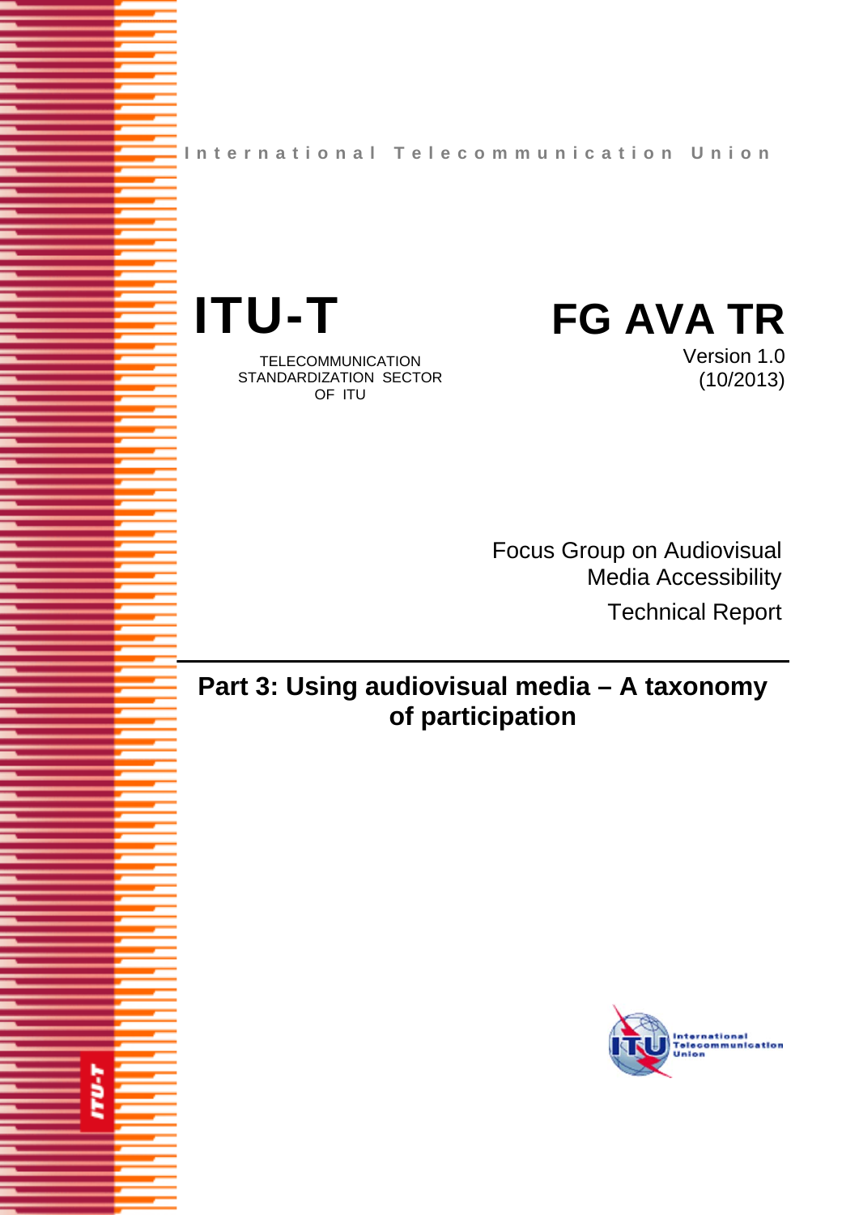International Telecommunication Union

# ITU-T

TELECOMMUNICATION STANDARDIZATION SECTOR OF ITU

# FG AVA TR

Version 1.0
(10/2013)

Focus Group on Audiovisual Media Accessibility
Technical Report

## Part 3: Using audiovisual media – A taxonomy of participation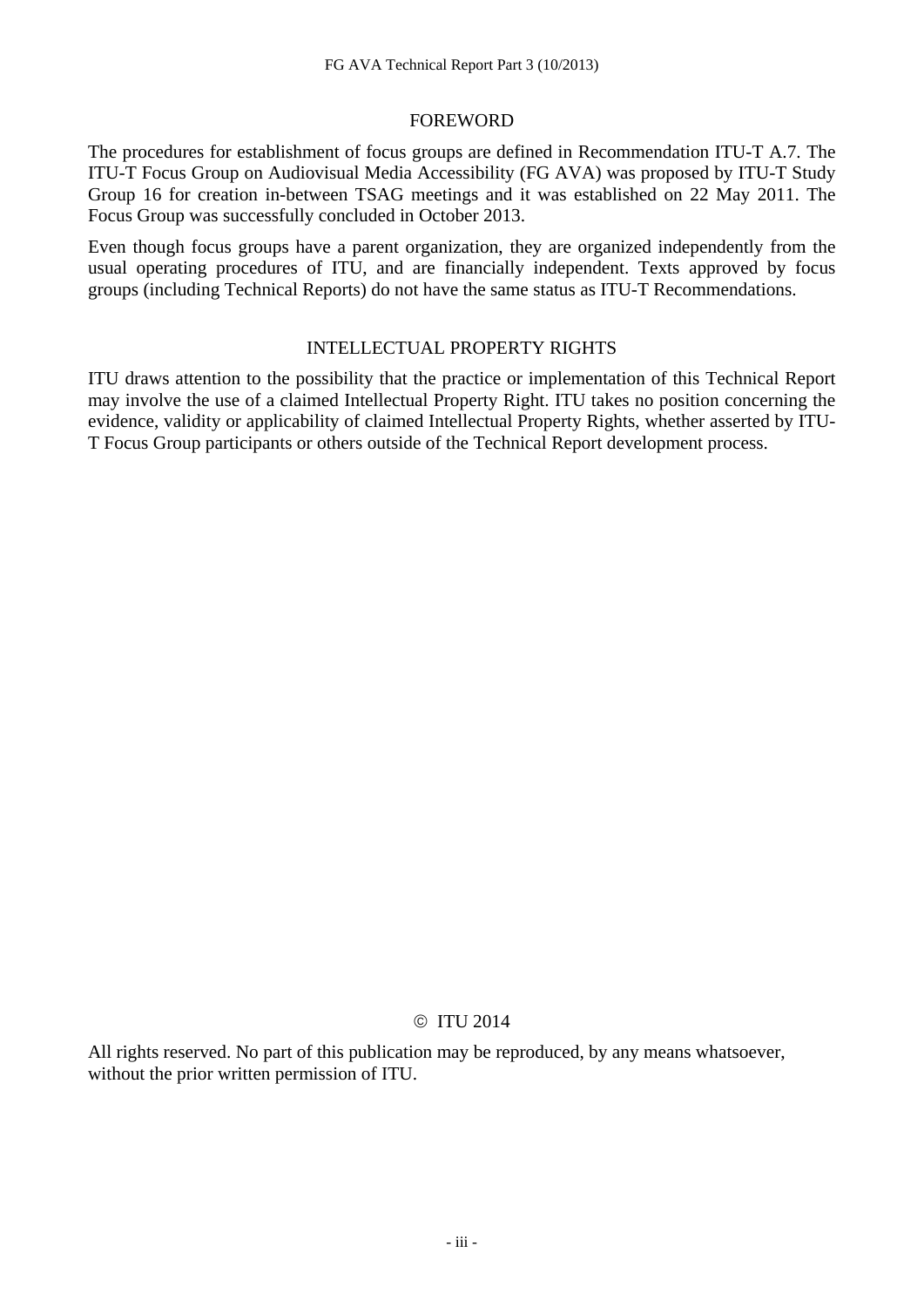## FOREWORD

The procedures for establishment of focus groups are defined in Recommendation ITU-T A.7. The ITU-T Focus Group on Audiovisual Media Accessibility (FG AVA) was proposed by ITU-T Study Group 16 for creation in-between TSAG meetings and it was established on 22 May 2011. The Focus Group was successfully concluded in October 2013.

Even though focus groups have a parent organization, they are organized independently from the usual operating procedures of ITU, and are financially independent. Texts approved by focus groups (including Technical Reports) do not have the same status as ITU-T Recommendations.

## INTELLECTUAL PROPERTY RIGHTS

ITU draws attention to the possibility that the practice or implementation of this Technical Report may involve the use of a claimed Intellectual Property Right. ITU takes no position concerning the evidence, validity or applicability of claimed Intellectual Property Rights, whether asserted by ITU-T Focus Group participants or others outside of the Technical Report development process.

© ITU 2014

All rights reserved. No part of this publication may be reproduced, by any means whatsoever, without the prior written permission of ITU.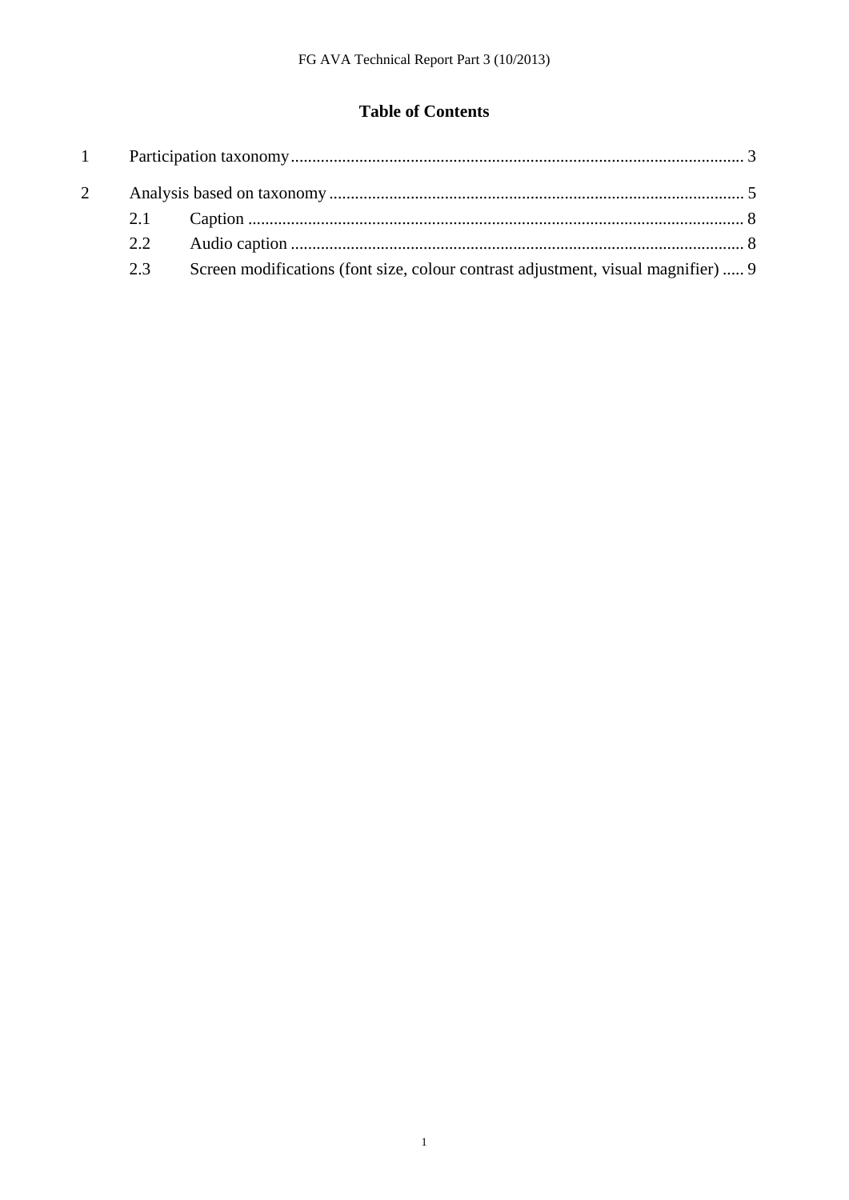**Table of Contents**

1 Participation taxonomy ... 3

2 Analysis based on taxonomy ... 5

- 2.1 Caption ... 8
- 2.2 Audio caption ... 8
- 2.3 Screen modifications (font size, colour contrast adjustment, visual magnifier) ... 9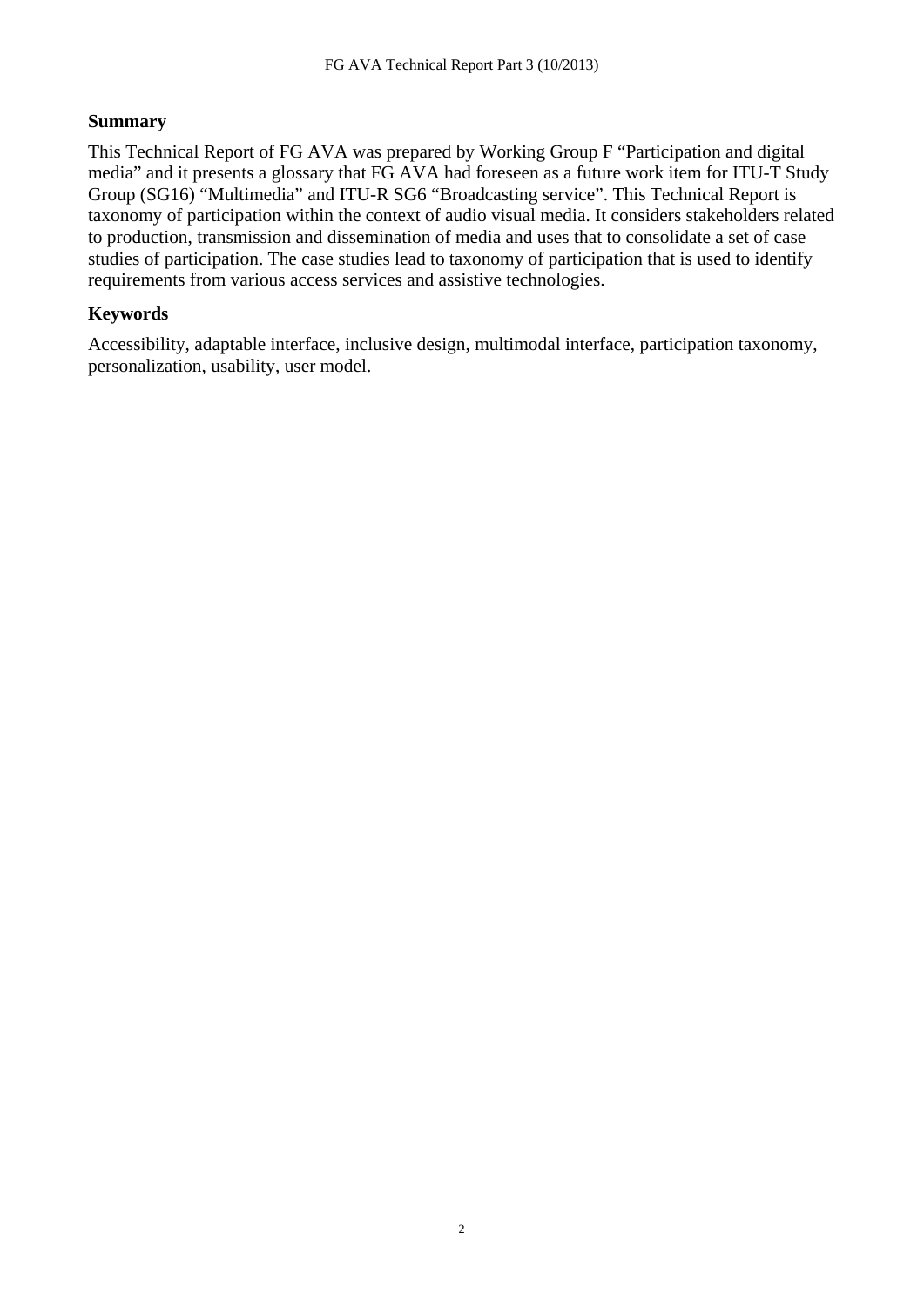**Summary**

This Technical Report of FG AVA was prepared by Working Group F “Participation and digital media” and it presents a glossary that FG AVA had foreseen as a future work item for ITU-T Study Group (SG16) “Multimedia” and ITU-R SG6 “Broadcasting service”. This Technical Report is taxonomy of participation within the context of audio visual media. It considers stakeholders related to production, transmission and dissemination of media and uses that to consolidate a set of case studies of participation. The case studies lead to taxonomy of participation that is used to identify requirements from various access services and assistive technologies.

**Keywords**

Accessibility, adaptable interface, inclusive design, multimodal interface, participation taxonomy, personalization, usability, user model.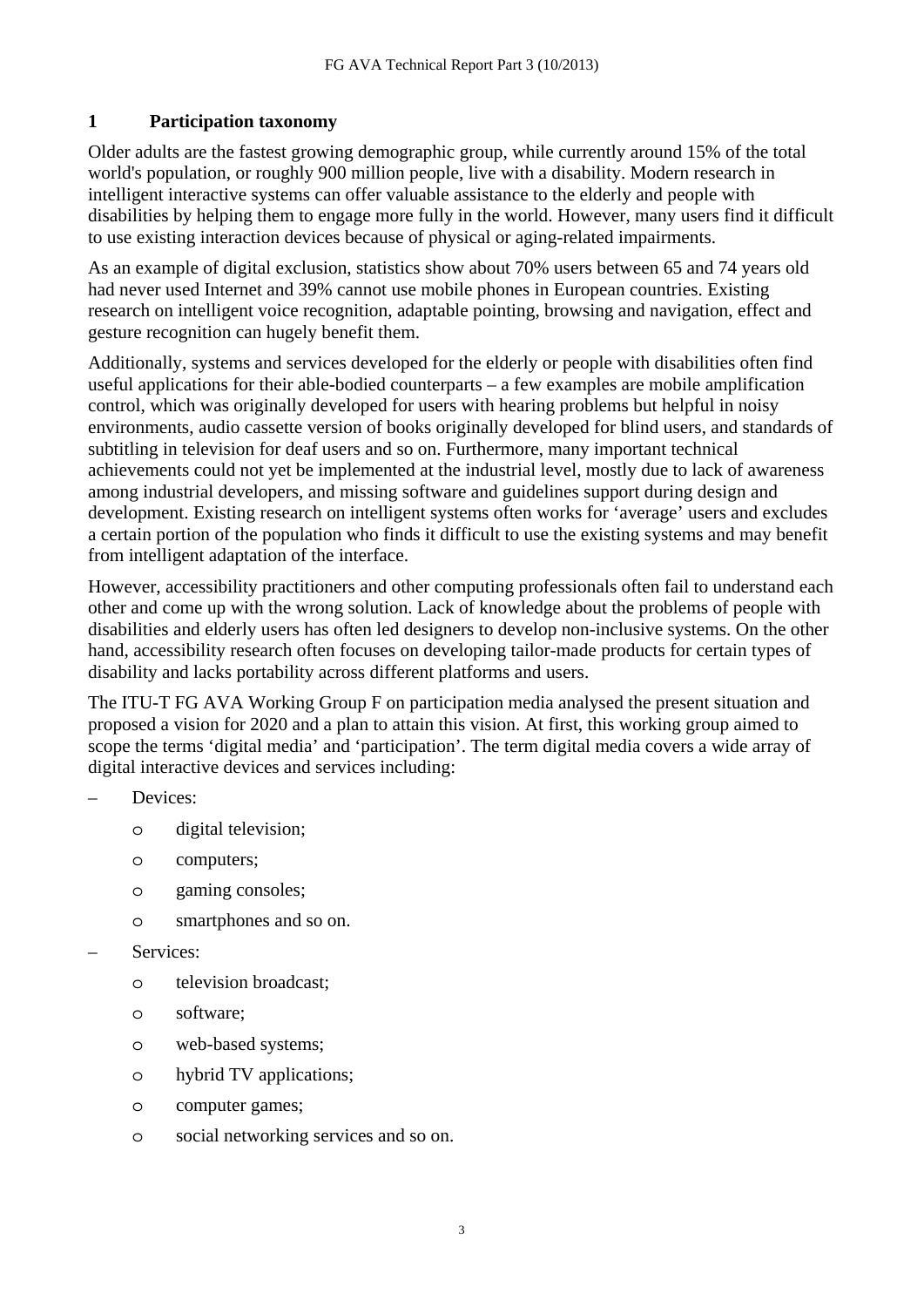# 1 Participation taxonomy

Older adults are the fastest growing demographic group, while currently around 15% of the total world's population, or roughly 900 million people, live with a disability. Modern research in intelligent interactive systems can offer valuable assistance to the elderly and people with disabilities by helping them to engage more fully in the world. However, many users find it difficult to use existing interaction devices because of physical or aging-related impairments.

As an example of digital exclusion, statistics show about 70% users between 65 and 74 years old had never used Internet and 39% cannot use mobile phones in European countries. Existing research on intelligent voice recognition, adaptable pointing, browsing and navigation, effect and gesture recognition can hugely benefit them.

Additionally, systems and services developed for the elderly or people with disabilities often find useful applications for their able-bodied counterparts – a few examples are mobile amplification control, which was originally developed for users with hearing problems but helpful in noisy environments, audio cassette version of books originally developed for blind users, and standards of subtitling in television for deaf users and so on. Furthermore, many important technical achievements could not yet be implemented at the industrial level, mostly due to lack of awareness among industrial developers, and missing software and guidelines support during design and development. Existing research on intelligent systems often works for 'average' users and excludes a certain portion of the population who finds it difficult to use the existing systems and may benefit from intelligent adaptation of the interface.

However, accessibility practitioners and other computing professionals often fail to understand each other and come up with the wrong solution. Lack of knowledge about the problems of people with disabilities and elderly users has often led designers to develop non-inclusive systems. On the other hand, accessibility research often focuses on developing tailor-made products for certain types of disability and lacks portability across different platforms and users.

The ITU-T FG AVA Working Group F on participation media analysed the present situation and proposed a vision for 2020 and a plan to attain this vision. At first, this working group aimed to scope the terms 'digital media' and 'participation'. The term digital media covers a wide array of digital interactive devices and services including:

- Devices:
  - digital television;
  - computers;
  - gaming consoles;
  - smartphones and so on.
- Services:
  - television broadcast;
  - software;
  - web-based systems;
  - hybrid TV applications;
  - computer games;
  - social networking services and so on.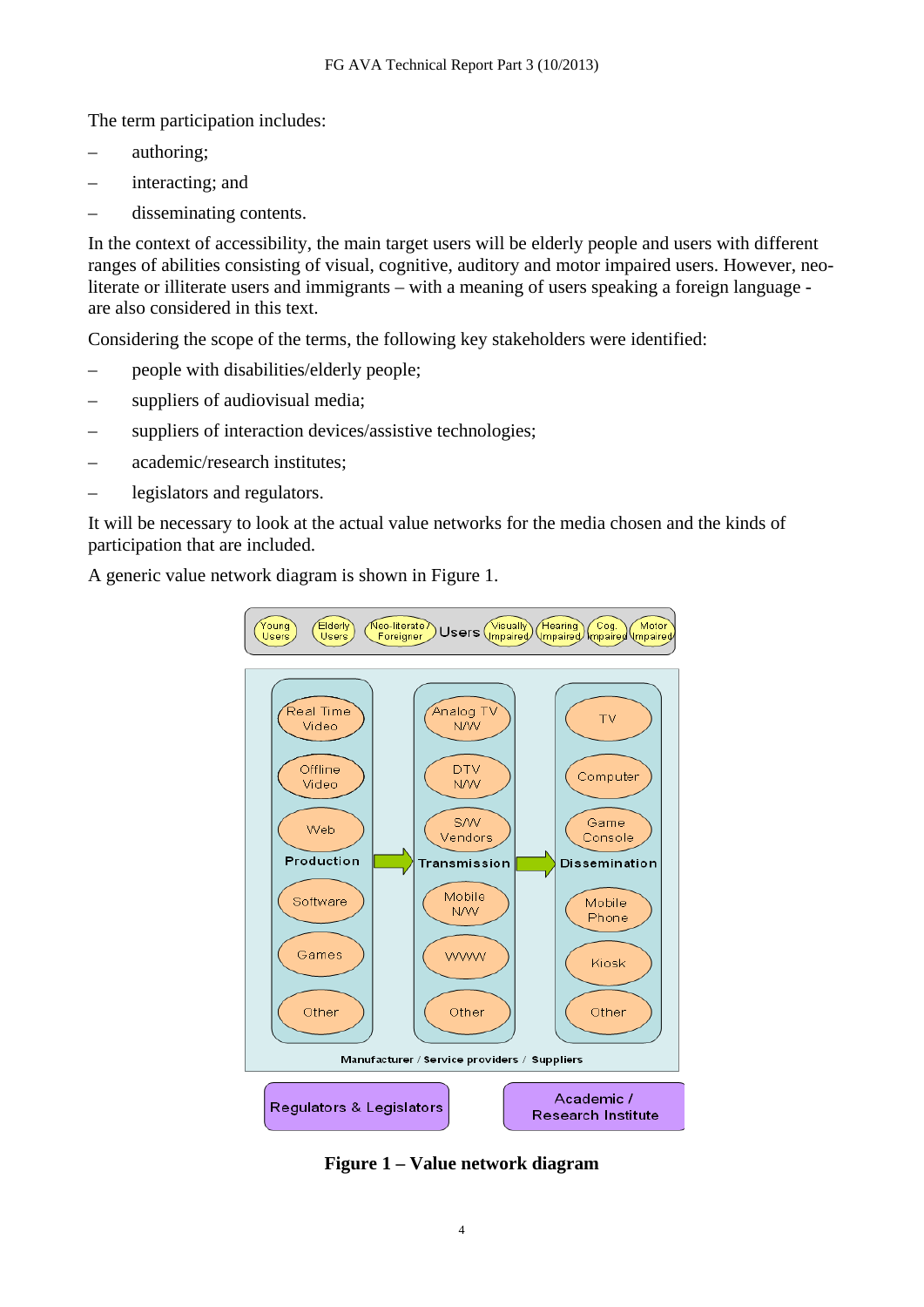The term participation includes:

– authoring;
– interacting; and
– disseminating contents.

In the context of accessibility, the main target users will be elderly people and users with different ranges of abilities consisting of visual, cognitive, auditory and motor impaired users. However, neo-literate or illiterate users and immigrants – with a meaning of users speaking a foreign language - are also considered in this text.

Considering the scope of the terms, the following key stakeholders were identified:

– people with disabilities/elderly people;
– suppliers of audiovisual media;
– suppliers of interaction devices/assistive technologies;
– academic/research institutes;
– legislators and regulators.

It will be necessary to look at the actual value networks for the media chosen and the kinds of participation that are included.

A generic value network diagram is shown in Figure 1.

**Figure 1 – Value network diagram**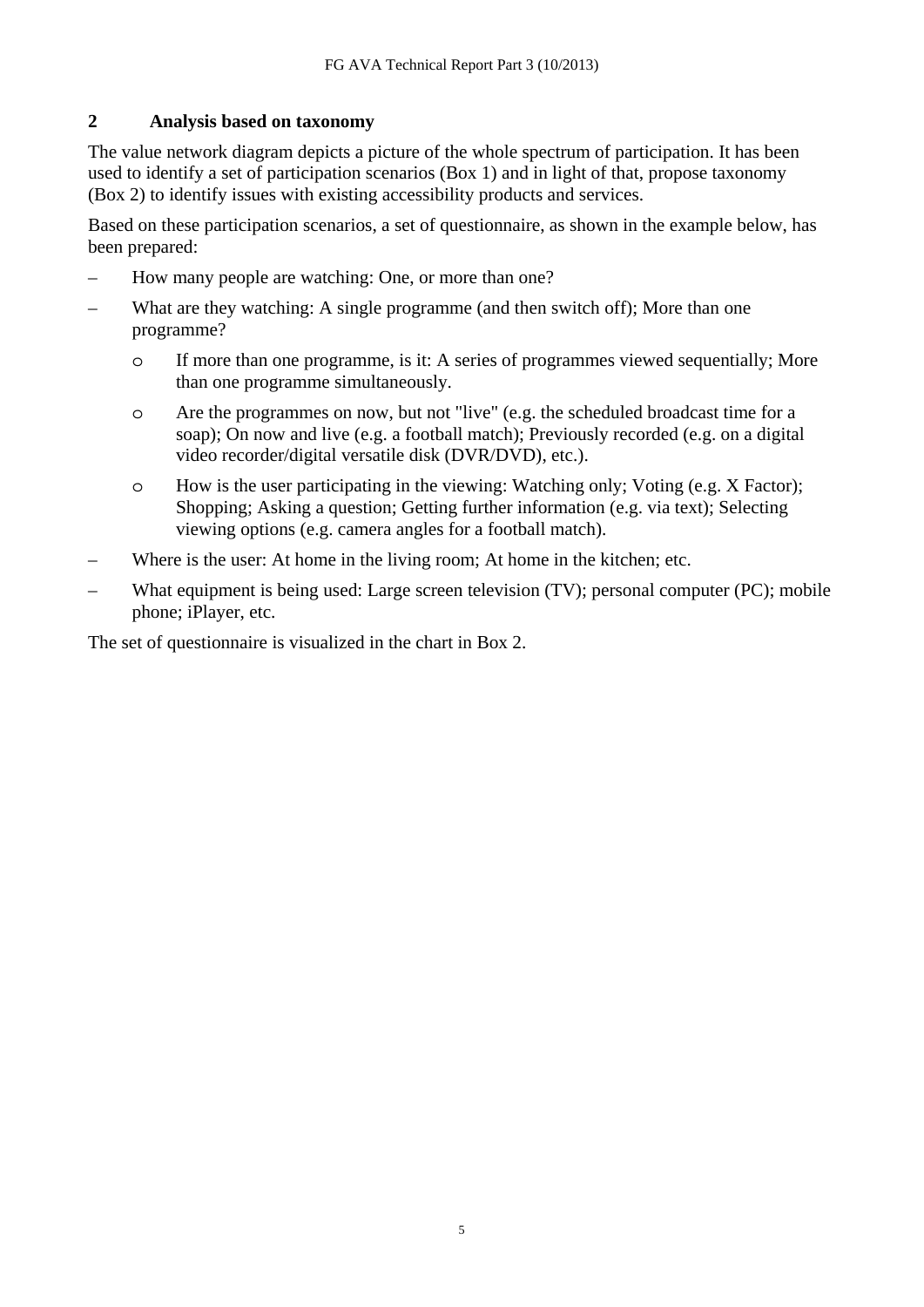## 2 Analysis based on taxonomy

The value network diagram depicts a picture of the whole spectrum of participation. It has been used to identify a set of participation scenarios (Box 1) and in light of that, propose taxonomy (Box 2) to identify issues with existing accessibility products and services.

Based on these participation scenarios, a set of questionnaire, as shown in the example below, has been prepared:

- How many people are watching: One, or more than one?
- What are they watching: A single programme (and then switch off); More than one programme?
  - If more than one programme, is it: A series of programmes viewed sequentially; More than one programme simultaneously.
  - Are the programmes on now, but not "live" (e.g. the scheduled broadcast time for a soap); On now and live (e.g. a football match); Previously recorded (e.g. on a digital video recorder/digital versatile disk (DVR/DVD), etc.).
  - How is the user participating in the viewing: Watching only; Voting (e.g. X Factor); Shopping; Asking a question; Getting further information (e.g. via text); Selecting viewing options (e.g. camera angles for a football match).
- Where is the user: At home in the living room; At home in the kitchen; etc.
- What equipment is being used: Large screen television (TV); personal computer (PC); mobile phone; iPlayer, etc.

The set of questionnaire is visualized in the chart in Box 2.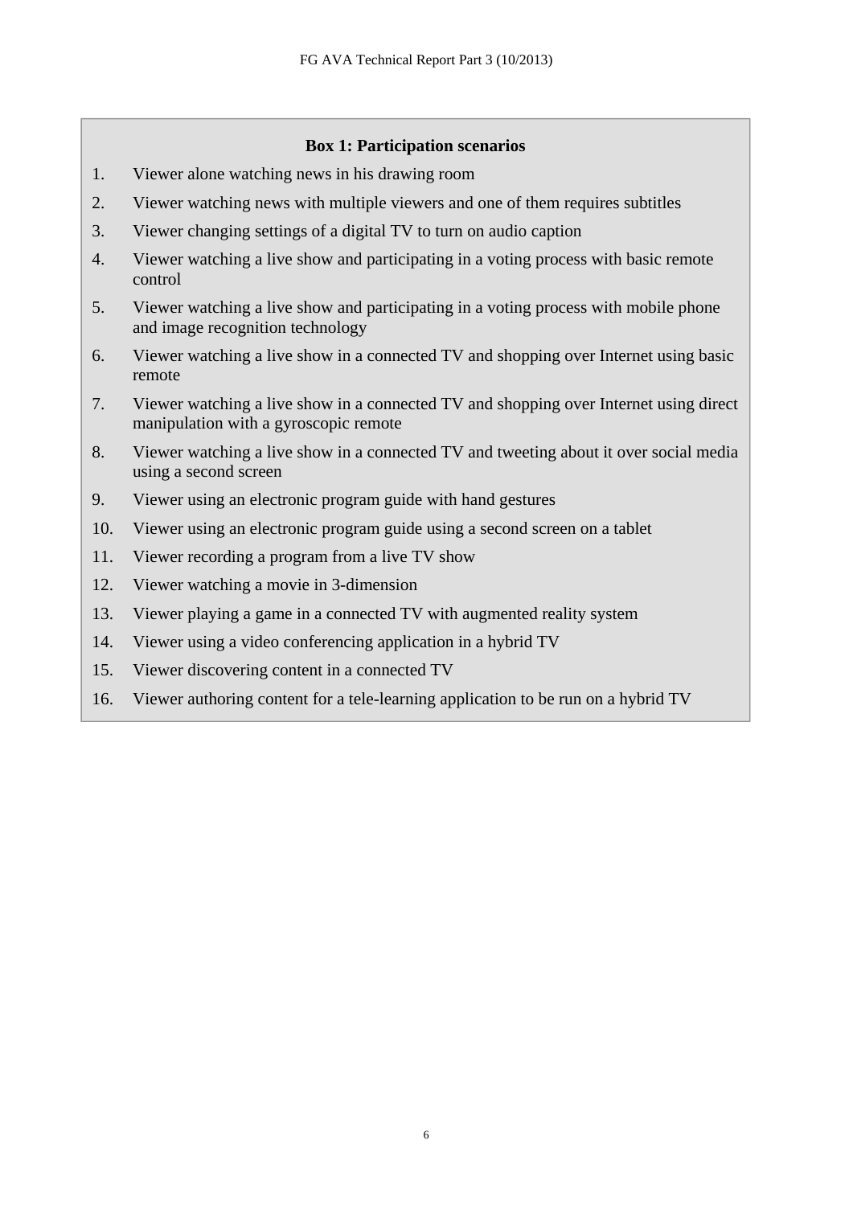**Box 1: Participation scenarios**

1. Viewer alone watching news in his drawing room
2. Viewer watching news with multiple viewers and one of them requires subtitles
3. Viewer changing settings of a digital TV to turn on audio caption
4. Viewer watching a live show and participating in a voting process with basic remote control
5. Viewer watching a live show and participating in a voting process with mobile phone and image recognition technology
6. Viewer watching a live show in a connected TV and shopping over Internet using basic remote
7. Viewer watching a live show in a connected TV and shopping over Internet using direct manipulation with a gyroscopic remote
8. Viewer watching a live show in a connected TV and tweeting about it over social media using a second screen
9. Viewer using an electronic program guide with hand gestures
10. Viewer using an electronic program guide using a second screen on a tablet
11. Viewer recording a program from a live TV show
12. Viewer watching a movie in 3-dimension
13. Viewer playing a game in a connected TV with augmented reality system
14. Viewer using a video conferencing application in a hybrid TV
15. Viewer discovering content in a connected TV
16. Viewer authoring content for a tele-learning application to be run on a hybrid TV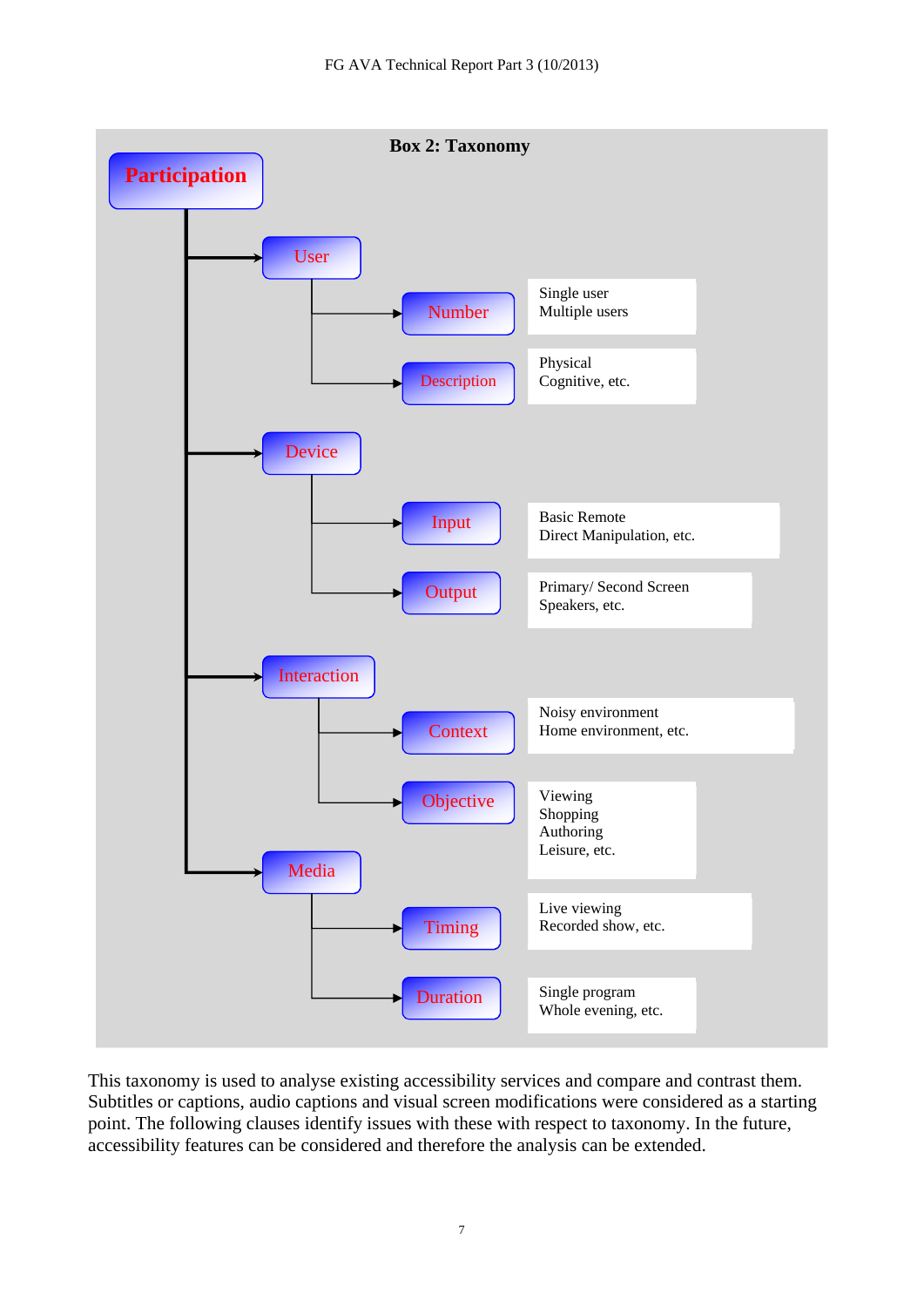**Box 2: Taxonomy**

- **Participation**
  - User
    - Number: Single user; Multiple users
    - Description: Physical; Cognitive, etc.
  - Device
    - Input: Basic Remote; Direct Manipulation, etc.
    - Output: Primary/ Second Screen; Speakers, etc.
  - Interaction
    - Context: Noisy environment; Home environment, etc.
    - Objective: Viewing; Shopping; Authoring; Leisure, etc.
  - Media
    - Timing: Live viewing; Recorded show, etc.
    - Duration: Single program; Whole evening, etc.

This taxonomy is used to analyse existing accessibility services and compare and contrast them. Subtitles or captions, audio captions and visual screen modifications were considered as a starting point. The following clauses identify issues with these with respect to taxonomy. In the future, accessibility features can be considered and therefore the analysis can be extended.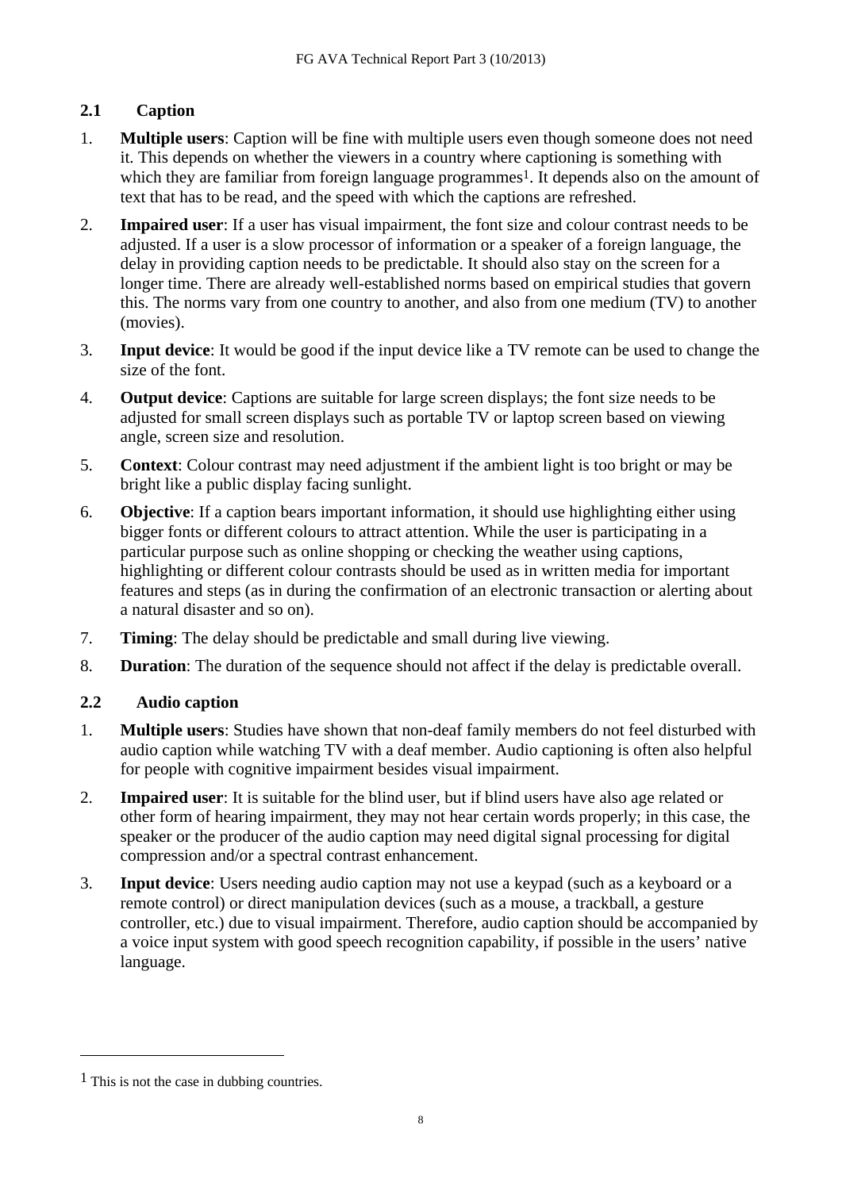### 2.1 Caption

1. **Multiple users**: Caption will be fine with multiple users even though someone does not need it. This depends on whether the viewers in a country where captioning is something with which they are familiar from foreign language programmes[1]. It depends also on the amount of text that has to be read, and the speed with which the captions are refreshed.
2. **Impaired user**: If a user has visual impairment, the font size and colour contrast needs to be adjusted. If a user is a slow processor of information or a speaker of a foreign language, the delay in providing caption needs to be predictable. It should also stay on the screen for a longer time. There are already well-established norms based on empirical studies that govern this. The norms vary from one country to another, and also from one medium (TV) to another (movies).
3. **Input device**: It would be good if the input device like a TV remote can be used to change the size of the font.
4. **Output device**: Captions are suitable for large screen displays; the font size needs to be adjusted for small screen displays such as portable TV or laptop screen based on viewing angle, screen size and resolution.
5. **Context**: Colour contrast may need adjustment if the ambient light is too bright or may be bright like a public display facing sunlight.
6. **Objective**: If a caption bears important information, it should use highlighting either using bigger fonts or different colours to attract attention. While the user is participating in a particular purpose such as online shopping or checking the weather using captions, highlighting or different colour contrasts should be used as in written media for important features and steps (as in during the confirmation of an electronic transaction or alerting about a natural disaster and so on).
7. **Timing**: The delay should be predictable and small during live viewing.
8. **Duration**: The duration of the sequence should not affect if the delay is predictable overall.

### 2.2 Audio caption

1. **Multiple users**: Studies have shown that non-deaf family members do not feel disturbed with audio caption while watching TV with a deaf member. Audio captioning is often also helpful for people with cognitive impairment besides visual impairment.
2. **Impaired user**: It is suitable for the blind user, but if blind users have also age related or other form of hearing impairment, they may not hear certain words properly; in this case, the speaker or the producer of the audio caption may need digital signal processing for digital compression and/or a spectral contrast enhancement.
3. **Input device**: Users needing audio caption may not use a keypad (such as a keyboard or a remote control) or direct manipulation devices (such as a mouse, a trackball, a gesture controller, etc.) due to visual impairment. Therefore, audio caption should be accompanied by a voice input system with good speech recognition capability, if possible in the users' native language.

---

[1] This is not the case in dubbing countries.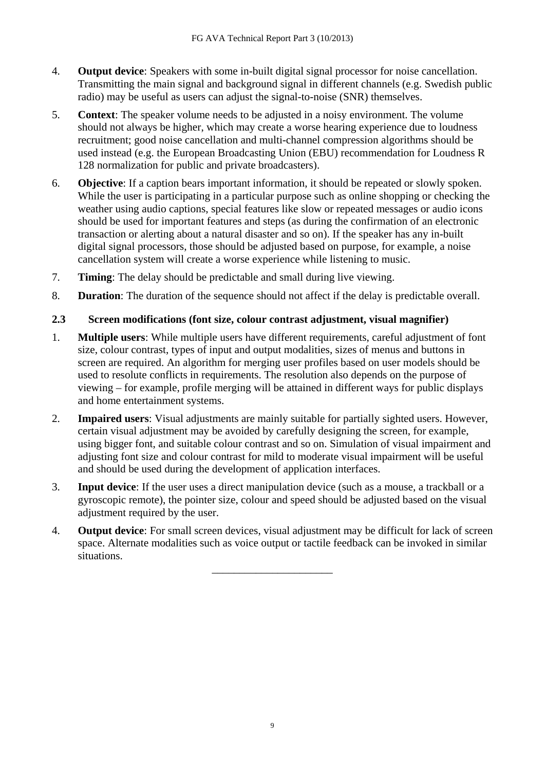4. **Output device**: Speakers with some in-built digital signal processor for noise cancellation. Transmitting the main signal and background signal in different channels (e.g. Swedish public radio) may be useful as users can adjust the signal-to-noise (SNR) themselves.

5. **Context**: The speaker volume needs to be adjusted in a noisy environment. The volume should not always be higher, which may create a worse hearing experience due to loudness recruitment; good noise cancellation and multi-channel compression algorithms should be used instead (e.g. the European Broadcasting Union (EBU) recommendation for Loudness R 128 normalization for public and private broadcasters).

6. **Objective**: If a caption bears important information, it should be repeated or slowly spoken. While the user is participating in a particular purpose such as online shopping or checking the weather using audio captions, special features like slow or repeated messages or audio icons should be used for important features and steps (as during the confirmation of an electronic transaction or alerting about a natural disaster and so on). If the speaker has any in-built digital signal processors, those should be adjusted based on purpose, for example, a noise cancellation system will create a worse experience while listening to music.

7. **Timing**: The delay should be predictable and small during live viewing.

8. **Duration**: The duration of the sequence should not affect if the delay is predictable overall.

### 2.3 Screen modifications (font size, colour contrast adjustment, visual magnifier)

1. **Multiple users**: While multiple users have different requirements, careful adjustment of font size, colour contrast, types of input and output modalities, sizes of menus and buttons in screen are required. An algorithm for merging user profiles based on user models should be used to resolute conflicts in requirements. The resolution also depends on the purpose of viewing – for example, profile merging will be attained in different ways for public displays and home entertainment systems.

2. **Impaired users**: Visual adjustments are mainly suitable for partially sighted users. However, certain visual adjustment may be avoided by carefully designing the screen, for example, using bigger font, and suitable colour contrast and so on. Simulation of visual impairment and adjusting font size and colour contrast for mild to moderate visual impairment will be useful and should be used during the development of application interfaces.

3. **Input device**: If the user uses a direct manipulation device (such as a mouse, a trackball or a gyroscopic remote), the pointer size, colour and speed should be adjusted based on the visual adjustment required by the user.

4. **Output device**: For small screen devices, visual adjustment may be difficult for lack of screen space. Alternate modalities such as voice output or tactile feedback can be invoked in similar situations.

______________________